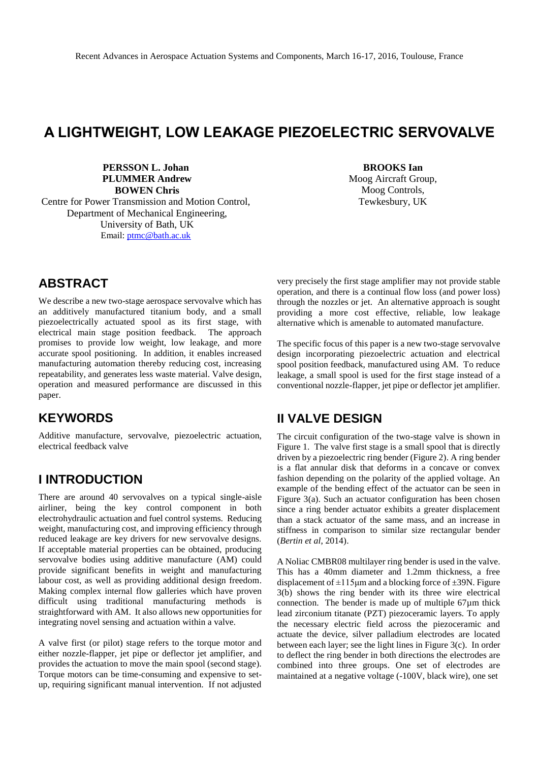# A LIGHTWEIGHT, LOW LEAKAGE PIEZOELECTRIC SERVOVALVE

**PERSSON L. Johan**
**PLUMMER Andrew**
**BOWEN Chris**
Centre for Power Transmission and Motion Control,
Department of Mechanical Engineering,
University of Bath, UK
Email: ptmc@bath.ac.uk

**BROOKS Ian**
Moog Aircraft Group,
Moog Controls,
Tewkesbury, UK

## ABSTRACT

We describe a new two-stage aerospace servovalve which has an additively manufactured titanium body, and a small piezoelectrically actuated spool as its first stage, with electrical main stage position feedback. The approach promises to provide low weight, low leakage, and more accurate spool positioning. In addition, it enables increased manufacturing automation thereby reducing cost, increasing repeatability, and generates less waste material. Valve design, operation and measured performance are discussed in this paper.

## KEYWORDS

Additive manufacture, servovalve, piezoelectric actuation, electrical feedback valve

## I INTRODUCTION

There are around 40 servovalves on a typical single-aisle airliner, being the key control component in both electrohydraulic actuation and fuel control systems. Reducing weight, manufacturing cost, and improving efficiency through reduced leakage are key drivers for new servovalve designs. If acceptable material properties can be obtained, producing servovalve bodies using additive manufacture (AM) could provide significant benefits in weight and manufacturing labour cost, as well as providing additional design freedom. Making complex internal flow galleries which have proven difficult using traditional manufacturing methods is straightforward with AM. It also allows new opportunities for integrating novel sensing and actuation within a valve.

A valve first (or pilot) stage refers to the torque motor and either nozzle-flapper, jet pipe or deflector jet amplifier, and provides the actuation to move the main spool (second stage). Torque motors can be time-consuming and expensive to set-up, requiring significant manual intervention. If not adjusted very precisely the first stage amplifier may not provide stable operation, and there is a continual flow loss (and power loss) through the nozzles or jet. An alternative approach is sought providing a more cost effective, reliable, low leakage alternative which is amenable to automated manufacture.

The specific focus of this paper is a new two-stage servovalve design incorporating piezoelectric actuation and electrical spool position feedback, manufactured using AM. To reduce leakage, a small spool is used for the first stage instead of a conventional nozzle-flapper, jet pipe or deflector jet amplifier.

## II VALVE DESIGN

The circuit configuration of the two-stage valve is shown in Figure 1. The valve first stage is a small spool that is directly driven by a piezoelectric ring bender (Figure 2). A ring bender is a flat annular disk that deforms in a concave or convex fashion depending on the polarity of the applied voltage. An example of the bending effect of the actuator can be seen in Figure 3(a). Such an actuator configuration has been chosen since a ring bender actuator exhibits a greater displacement than a stack actuator of the same mass, and an increase in stiffness in comparison to similar size rectangular bender (*Bertin et al*, 2014).

A Noliac CMBR08 multilayer ring bender is used in the valve. This has a 40mm diameter and 1.2mm thickness, a free displacement of ±115µm and a blocking force of ±39N. Figure 3(b) shows the ring bender with its three wire electrical connection. The bender is made up of multiple 67µm thick lead zirconium titanate (PZT) piezoceramic layers. To apply the necessary electric field across the piezoceramic and actuate the device, silver palladium electrodes are located between each layer; see the light lines in Figure 3(c). In order to deflect the ring bender in both directions the electrodes are combined into three groups. One set of electrodes are maintained at a negative voltage (-100V, black wire), one set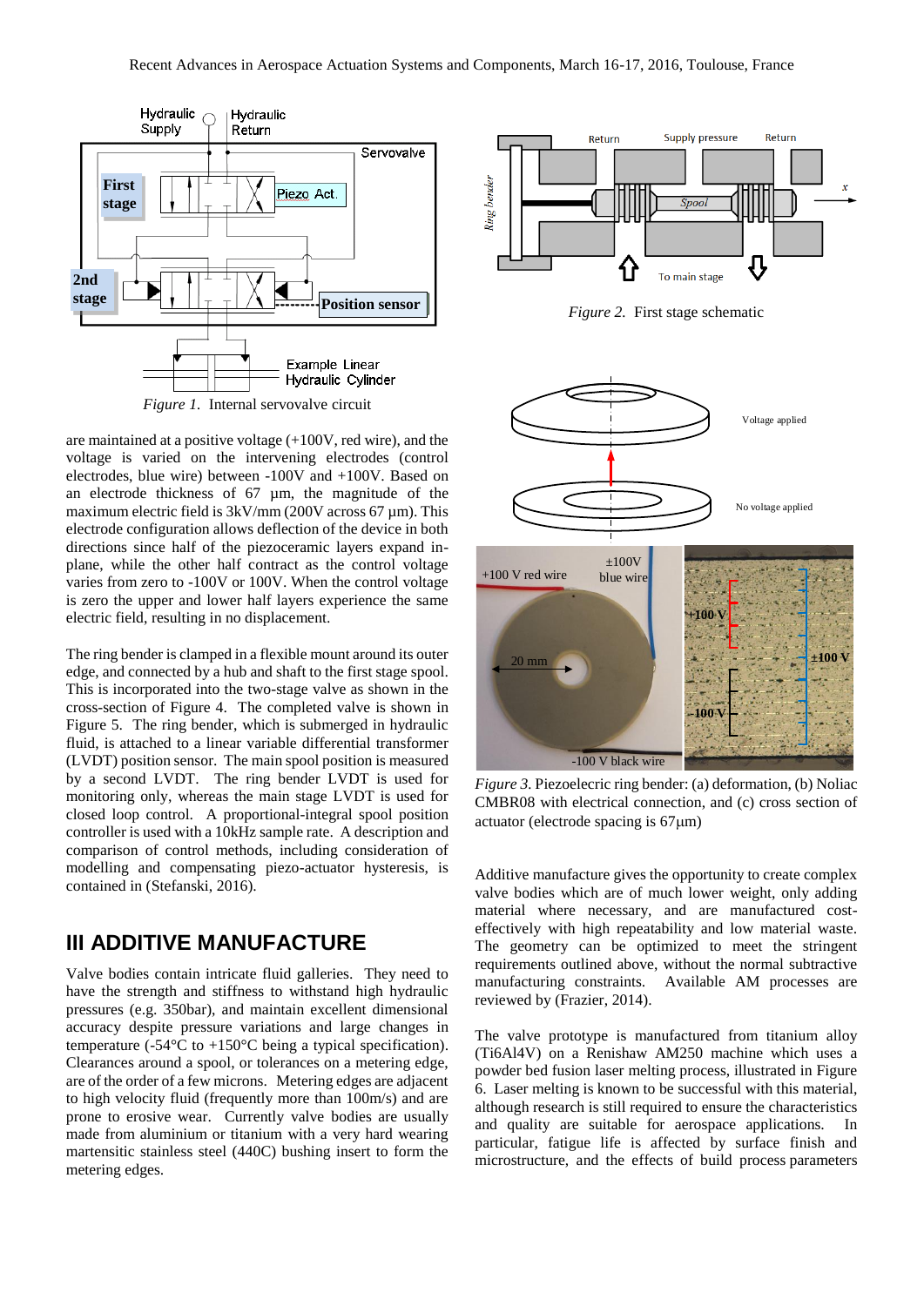*Figure 1.* Internal servovalve circuit

*Figure 2.* First stage schematic

are maintained at a positive voltage (+100V, red wire), and the voltage is varied on the intervening electrodes (control electrodes, blue wire) between -100V and +100V. Based on an electrode thickness of 67 µm, the magnitude of the maximum electric field is 3kV/mm (200V across 67 µm). This electrode configuration allows deflection of the device in both directions since half of the piezoceramic layers expand in-plane, while the other half contract as the control voltage varies from zero to -100V or 100V. When the control voltage is zero the upper and lower half layers experience the same electric field, resulting in no displacement.

The ring bender is clamped in a flexible mount around its outer edge, and connected by a hub and shaft to the first stage spool. This is incorporated into the two-stage valve as shown in the cross-section of Figure 4. The completed valve is shown in Figure 5. The ring bender, which is submerged in hydraulic fluid, is attached to a linear variable differential transformer (LVDT) position sensor. The main spool position is measured by a second LVDT. The ring bender LVDT is used for monitoring only, whereas the main stage LVDT is used for closed loop control. A proportional-integral spool position controller is used with a 10kHz sample rate. A description and comparison of control methods, including consideration of modelling and compensating piezo-actuator hysteresis, is contained in (Stefanski, 2016).

*Figure 3.* Piezoelecric ring bender: (a) deformation, (b) Noliac CMBR08 with electrical connection, and (c) cross section of actuator (electrode spacing is 67µm)

## III ADDITIVE MANUFACTURE

Valve bodies contain intricate fluid galleries. They need to have the strength and stiffness to withstand high hydraulic pressures (e.g. 350bar), and maintain excellent dimensional accuracy despite pressure variations and large changes in temperature (-54°C to +150°C being a typical specification). Clearances around a spool, or tolerances on a metering edge, are of the order of a few microns. Metering edges are adjacent to high velocity fluid (frequently more than 100m/s) and are prone to erosive wear. Currently valve bodies are usually made from aluminium or titanium with a very hard wearing martensitic stainless steel (440C) bushing insert to form the metering edges.

Additive manufacture gives the opportunity to create complex valve bodies which are of much lower weight, only adding material where necessary, and are manufactured cost-effectively with high repeatability and low material waste. The geometry can be optimized to meet the stringent requirements outlined above, without the normal subtractive manufacturing constraints. Available AM processes are reviewed by (Frazier, 2014).

The valve prototype is manufactured from titanium alloy (Ti6Al4V) on a Renishaw AM250 machine which uses a powder bed fusion laser melting process, illustrated in Figure 6. Laser melting is known to be successful with this material, although research is still required to ensure the characteristics and quality are suitable for aerospace applications. In particular, fatigue life is affected by surface finish and microstructure, and the effects of build process parameters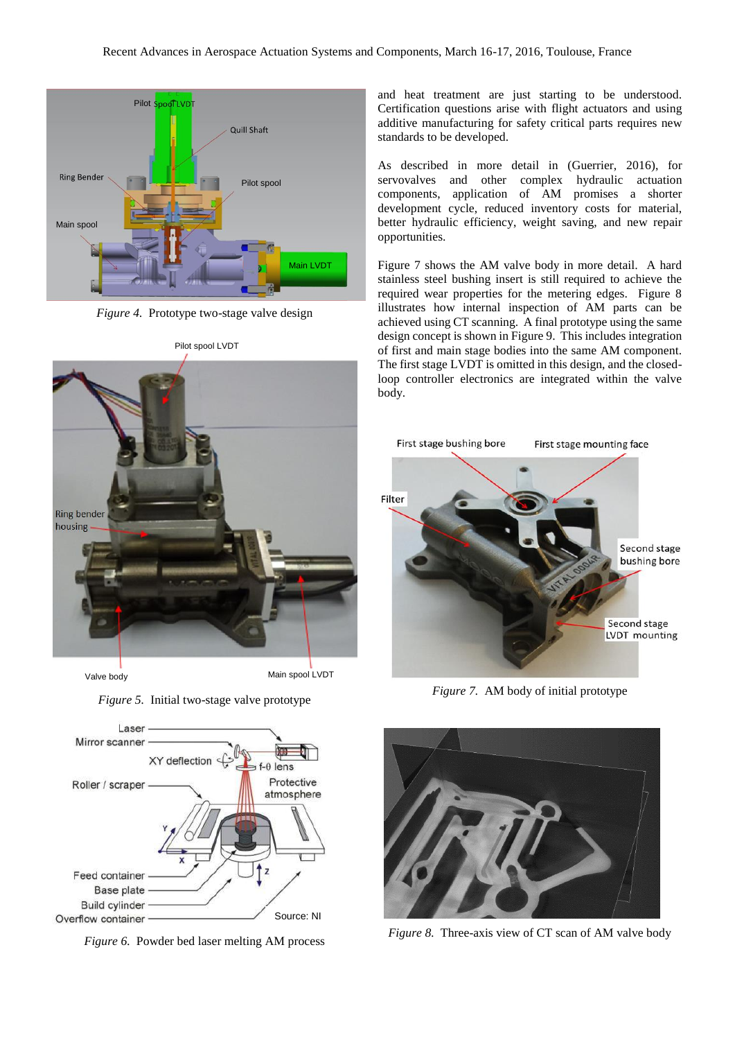*Figure 4.* Prototype two-stage valve design

*Figure 5.* Initial two-stage valve prototype

*Figure 6.* Powder bed laser melting AM process

and heat treatment are just starting to be understood. Certification questions arise with flight actuators and using additive manufacturing for safety critical parts requires new standards to be developed.

As described in more detail in (Guerrier, 2016), for servovalves and other complex hydraulic actuation components, application of AM promises a shorter development cycle, reduced inventory costs for material, better hydraulic efficiency, weight saving, and new repair opportunities.

Figure 7 shows the AM valve body in more detail. A hard stainless steel bushing insert is still required to achieve the required wear properties for the metering edges. Figure 8 illustrates how internal inspection of AM parts can be achieved using CT scanning. A final prototype using the same design concept is shown in Figure 9. This includes integration of first and main stage bodies into the same AM component. The first stage LVDT is omitted in this design, and the closed-loop controller electronics are integrated within the valve body.

*Figure 7.* AM body of initial prototype

*Figure 8.* Three-axis view of CT scan of AM valve body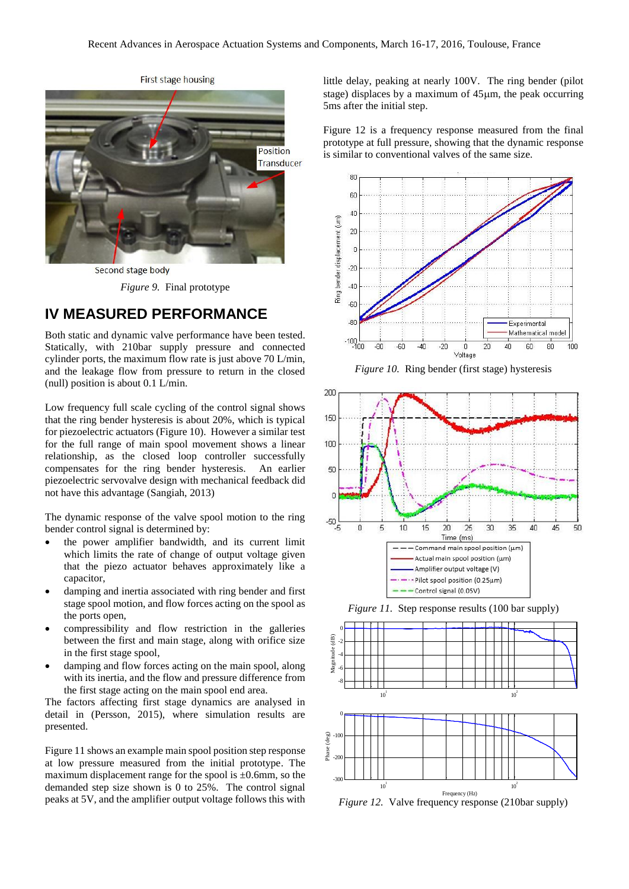*Figure 9.* Final prototype

## IV MEASURED PERFORMANCE

Both static and dynamic valve performance have been tested. Statically, with 210bar supply pressure and connected cylinder ports, the maximum flow rate is just above 70 L/min, and the leakage flow from pressure to return in the closed (null) position is about 0.1 L/min.

Low frequency full scale cycling of the control signal shows that the ring bender hysteresis is about 20%, which is typical for piezoelectric actuators (Figure 10). However a similar test for the full range of main spool movement shows a linear relationship, as the closed loop controller successfully compensates for the ring bender hysteresis. An earlier piezoelectric servovalve design with mechanical feedback did not have this advantage (Sangiah, 2013)

The dynamic response of the valve spool motion to the ring bender control signal is determined by:

- the power amplifier bandwidth, and its current limit which limits the rate of change of output voltage given that the piezo actuator behaves approximately like a capacitor,
- damping and inertia associated with ring bender and first stage spool motion, and flow forces acting on the spool as the ports open,
- compressibility and flow restriction in the galleries between the first and main stage, along with orifice size in the first stage spool,
- damping and flow forces acting on the main spool, along with its inertia, and the flow and pressure difference from the first stage acting on the main spool end area.

The factors affecting first stage dynamics are analysed in detail in (Persson, 2015), where simulation results are presented.

Figure 11 shows an example main spool position step response at low pressure measured from the initial prototype. The maximum displacement range for the spool is ±0.6mm, so the demanded step size shown is 0 to 25%. The control signal peaks at 5V, and the amplifier output voltage follows this with little delay, peaking at nearly 100V. The ring bender (pilot stage) displaces by a maximum of 45μm, the peak occurring 5ms after the initial step.

Figure 12 is a frequency response measured from the final prototype at full pressure, showing that the dynamic response is similar to conventional valves of the same size.

*Figure 10.* Ring bender (first stage) hysteresis

*Figure 11.* Step response results (100 bar supply)

*Figure 12.* Valve frequency response (210bar supply)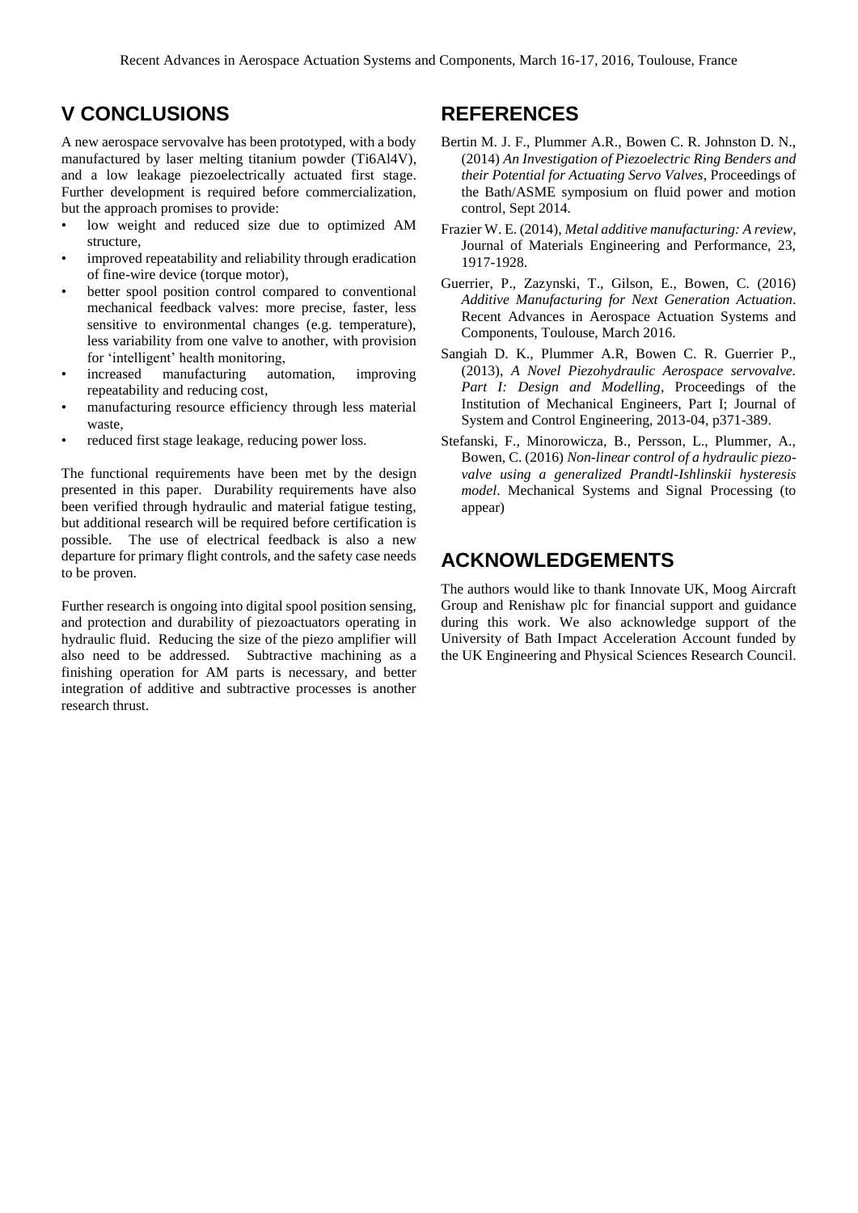## V CONCLUSIONS

A new aerospace servovalve has been prototyped, with a body manufactured by laser melting titanium powder (Ti6Al4V), and a low leakage piezoelectrically actuated first stage. Further development is required before commercialization, but the approach promises to provide:

- low weight and reduced size due to optimized AM structure,
- improved repeatability and reliability through eradication of fine-wire device (torque motor),
- better spool position control compared to conventional mechanical feedback valves: more precise, faster, less sensitive to environmental changes (e.g. temperature), less variability from one valve to another, with provision for 'intelligent' health monitoring,
- increased manufacturing automation, improving repeatability and reducing cost,
- manufacturing resource efficiency through less material waste,
- reduced first stage leakage, reducing power loss.

The functional requirements have been met by the design presented in this paper. Durability requirements have also been verified through hydraulic and material fatigue testing, but additional research will be required before certification is possible. The use of electrical feedback is also a new departure for primary flight controls, and the safety case needs to be proven.

Further research is ongoing into digital spool position sensing, and protection and durability of piezoactuators operating in hydraulic fluid. Reducing the size of the piezo amplifier will also need to be addressed. Subtractive machining as a finishing operation for AM parts is necessary, and better integration of additive and subtractive processes is another research thrust.

## REFERENCES

Bertin M. J. F., Plummer A.R., Bowen C. R. Johnston D. N., (2014) *An Investigation of Piezoelectric Ring Benders and their Potential for Actuating Servo Valves*, Proceedings of the Bath/ASME symposium on fluid power and motion control, Sept 2014.

Frazier W. E. (2014), *Metal additive manufacturing: A review*, Journal of Materials Engineering and Performance, 23, 1917-1928.

Guerrier, P., Zazynski, T., Gilson, E., Bowen, C. (2016) *Additive Manufacturing for Next Generation Actuation*. Recent Advances in Aerospace Actuation Systems and Components, Toulouse, March 2016.

Sangiah D. K., Plummer A.R, Bowen C. R. Guerrier P., (2013), *A Novel Piezohydraulic Aerospace servovalve. Part I: Design and Modelling*, Proceedings of the Institution of Mechanical Engineers, Part I; Journal of System and Control Engineering, 2013-04, p371-389.

Stefanski, F., Minorowicza, B., Persson, L., Plummer, A., Bowen, C. (2016) *Non-linear control of a hydraulic piezo-valve using a generalized Prandtl-Ishlinskii hysteresis model*. Mechanical Systems and Signal Processing (to appear)

## ACKNOWLEDGEMENTS

The authors would like to thank Innovate UK, Moog Aircraft Group and Renishaw plc for financial support and guidance during this work. We also acknowledge support of the University of Bath Impact Acceleration Account funded by the UK Engineering and Physical Sciences Research Council.